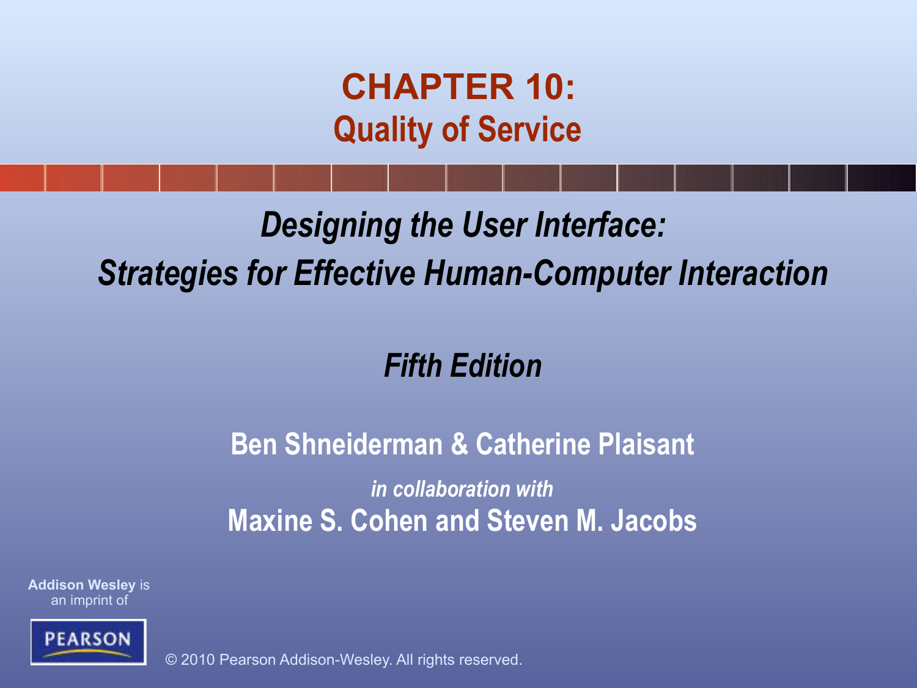# CHAPTER 10:
## Quality of Service

***Designing the User Interface:***
***Strategies for Effective Human-Computer Interaction***

***Fifth Edition***

**Ben Shneiderman & Catherine Plaisant**

*in collaboration with*

**Maxine S. Cohen and Steven M. Jacobs**

**Addison Wesley** is an imprint of

PEARSON

© 2010 Pearson Addison-Wesley. All rights reserved.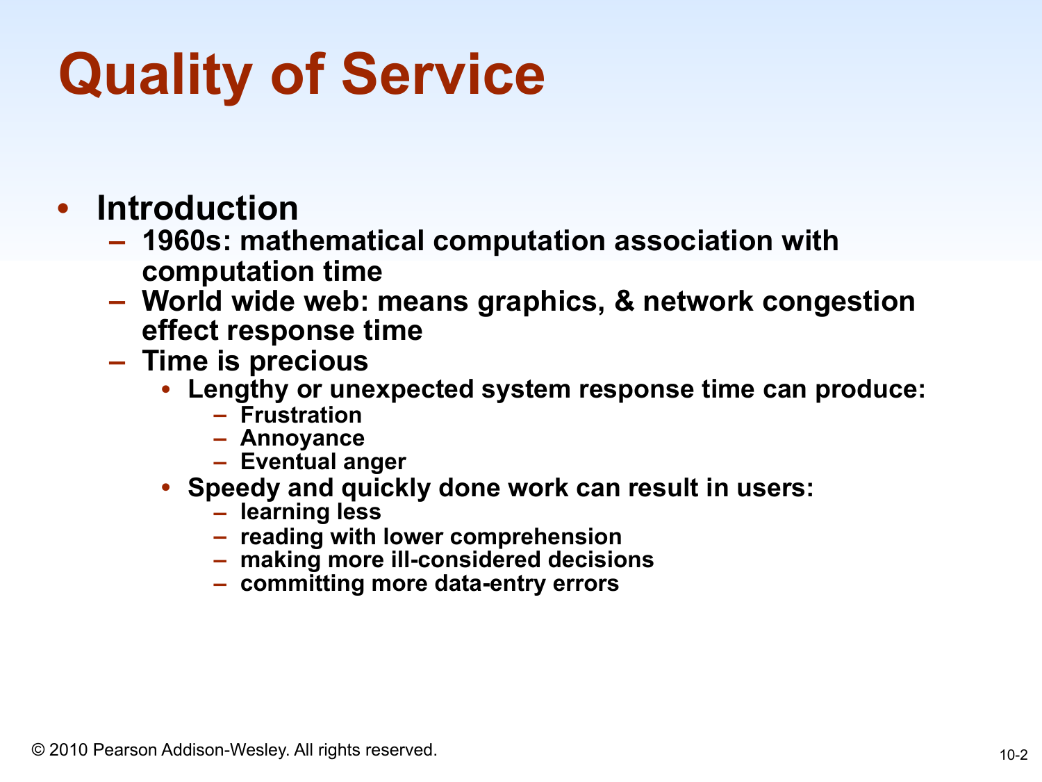# Quality of Service

- **Introduction**
  - **1960s: mathematical computation association with computation time**
  - **World wide web: means graphics, & network congestion effect response time**
  - **Time is precious**
    - **Lengthy or unexpected system response time can produce:**
      - **Frustration**
      - **Annoyance**
      - **Eventual anger**
    - **Speedy and quickly done work can result in users:**
      - **learning less**
      - **reading with lower comprehension**
      - **making more ill-considered decisions**
      - **committing more data-entry errors**

© 2010 Pearson Addison-Wesley. All rights reserved.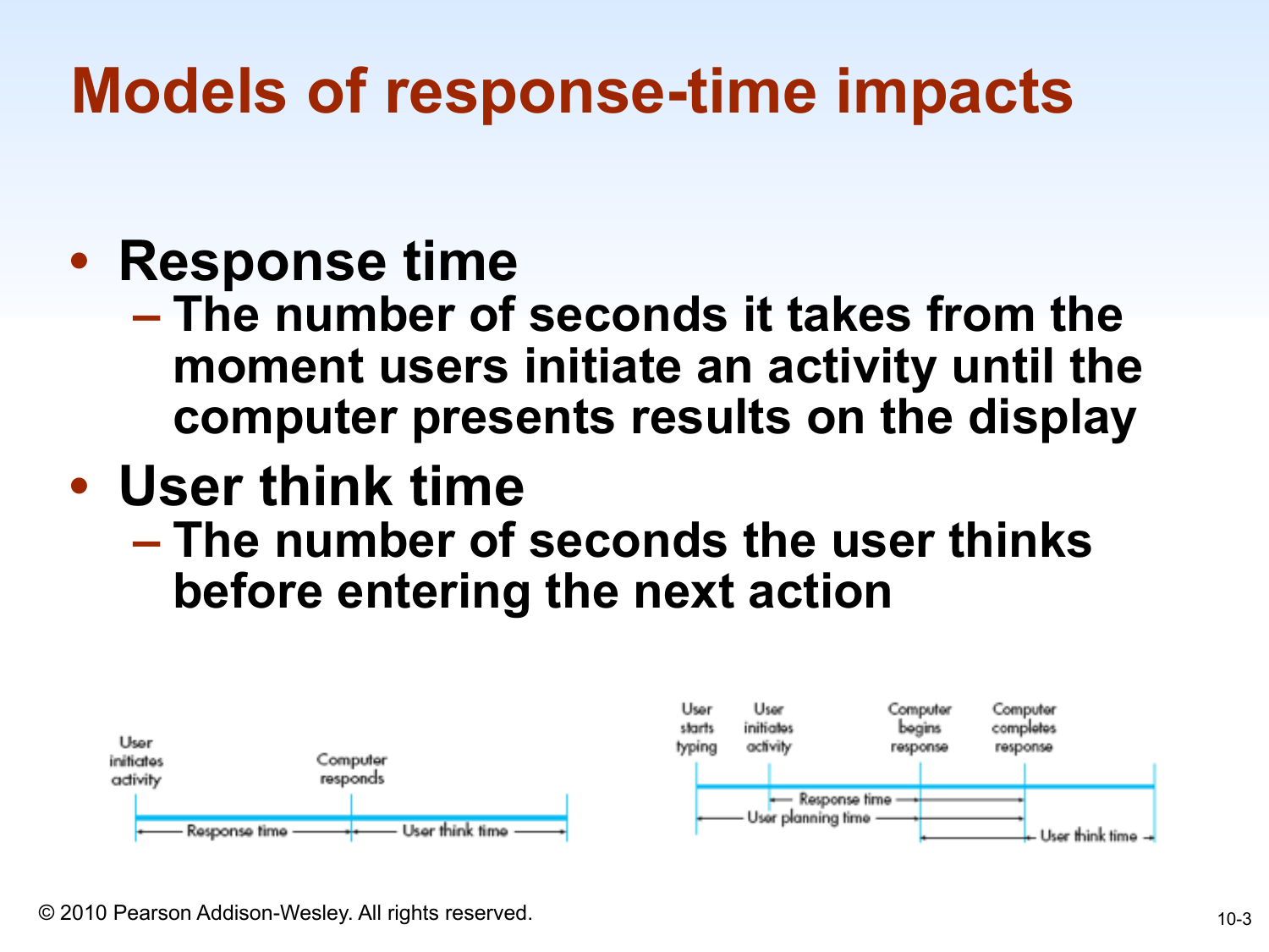# Models of response-time impacts

- **Response time**
  - **The number of seconds it takes from the moment users initiate an activity until the computer presents results on the display**
- **User think time**
  - **The number of seconds the user thinks before entering the next action**

User initiates activity — Computer responds

Response time — User think time

User starts typing — User initiates activity — Computer begins response — Computer completes response

Response time — User planning time — User think time

© 2010 Pearson Addison-Wesley. All rights reserved.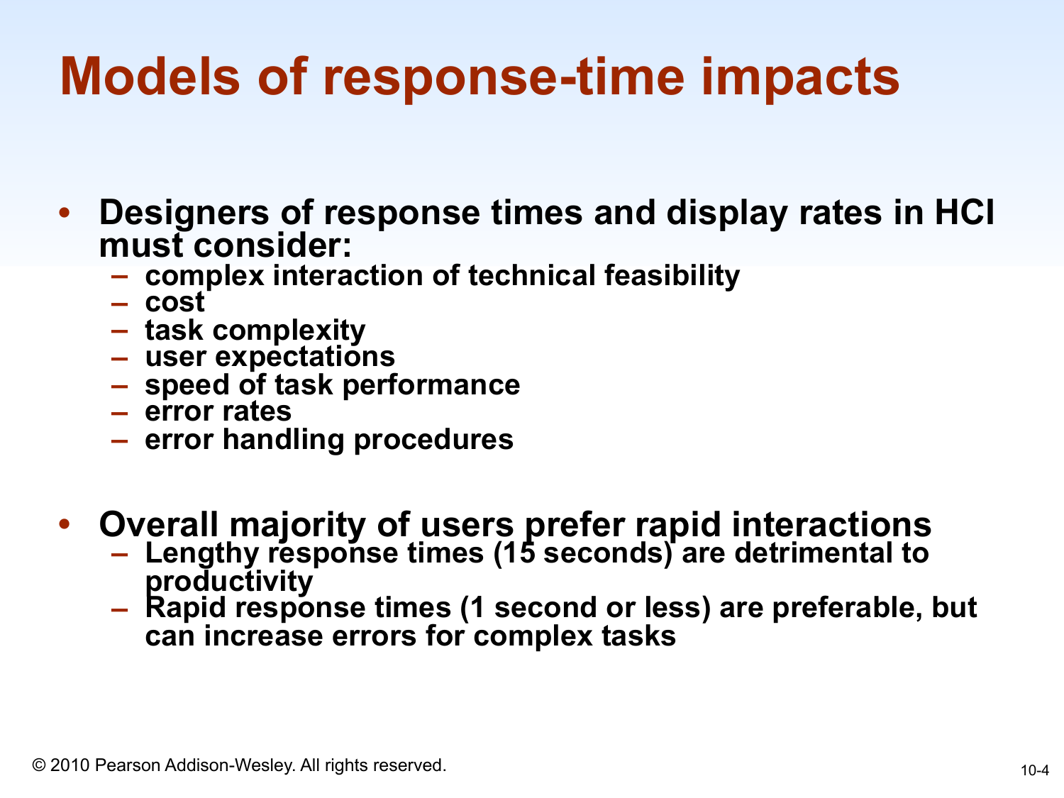# Models of response-time impacts

- **Designers of response times and display rates in HCI must consider:**
  - complex interaction of technical feasibility
  - cost
  - task complexity
  - user expectations
  - speed of task performance
  - error rates
  - error handling procedures

- **Overall majority of users prefer rapid interactions**
  - Lengthy response times (15 seconds) are detrimental to productivity
  - Rapid response times (1 second or less) are preferable, but can increase errors for complex tasks

© 2010 Pearson Addison-Wesley. All rights reserved.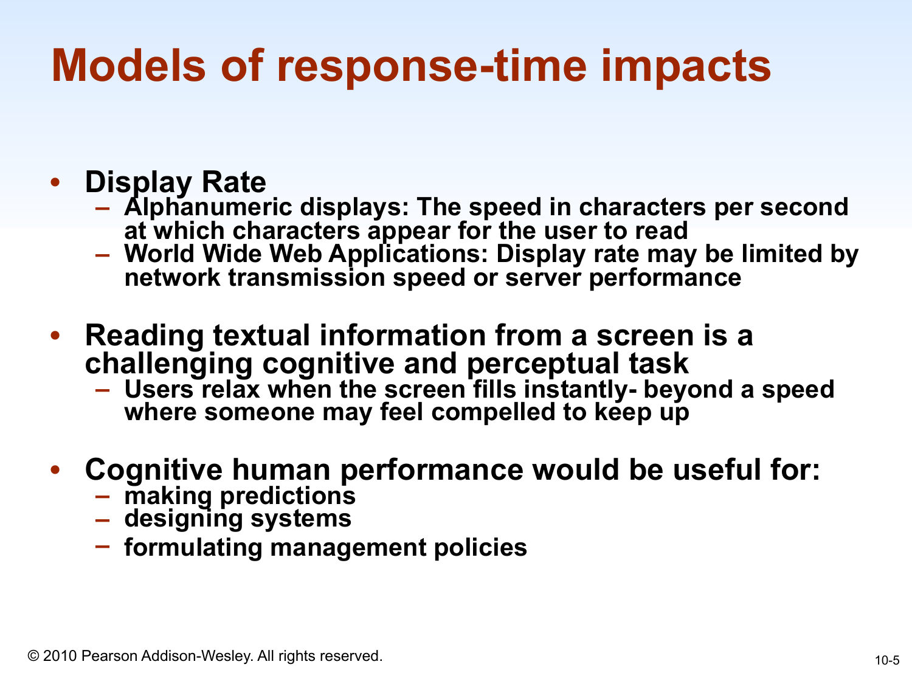# Models of response-time impacts

- **Display Rate**
  - **Alphanumeric displays: The speed in characters per second at which characters appear for the user to read**
  - **World Wide Web Applications: Display rate may be limited by network transmission speed or server performance**

- **Reading textual information from a screen is a challenging cognitive and perceptual task**
  - **Users relax when the screen fills instantly- beyond a speed where someone may feel compelled to keep up**

- **Cognitive human performance would be useful for:**
  - **making predictions**
  - **designing systems**
  - **formulating management policies**

© 2010 Pearson Addison-Wesley. All rights reserved.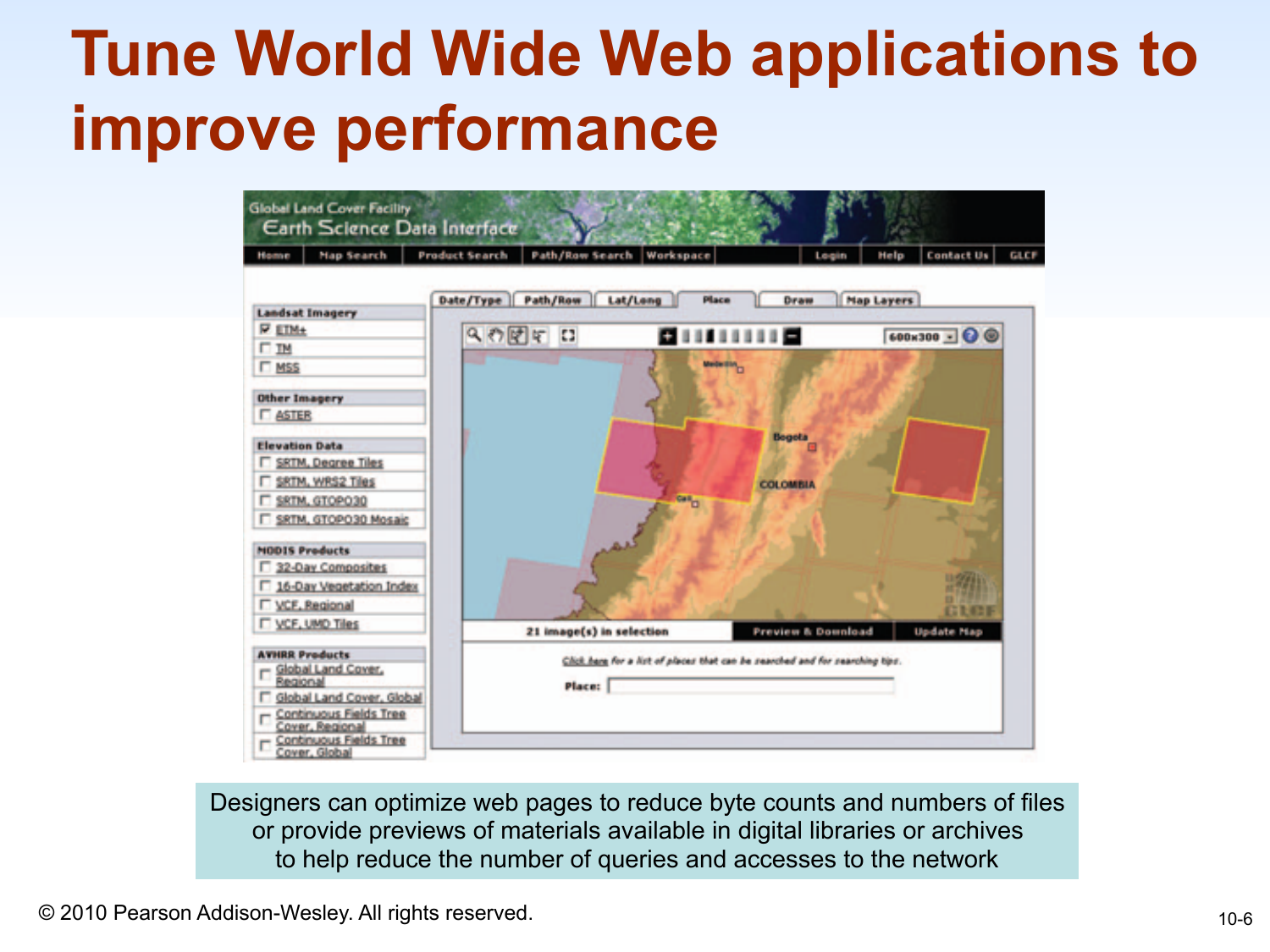# Tune World Wide Web applications to improve performance

Designers can optimize web pages to reduce byte counts and numbers of files or provide previews of materials available in digital libraries or archives to help reduce the number of queries and accesses to the network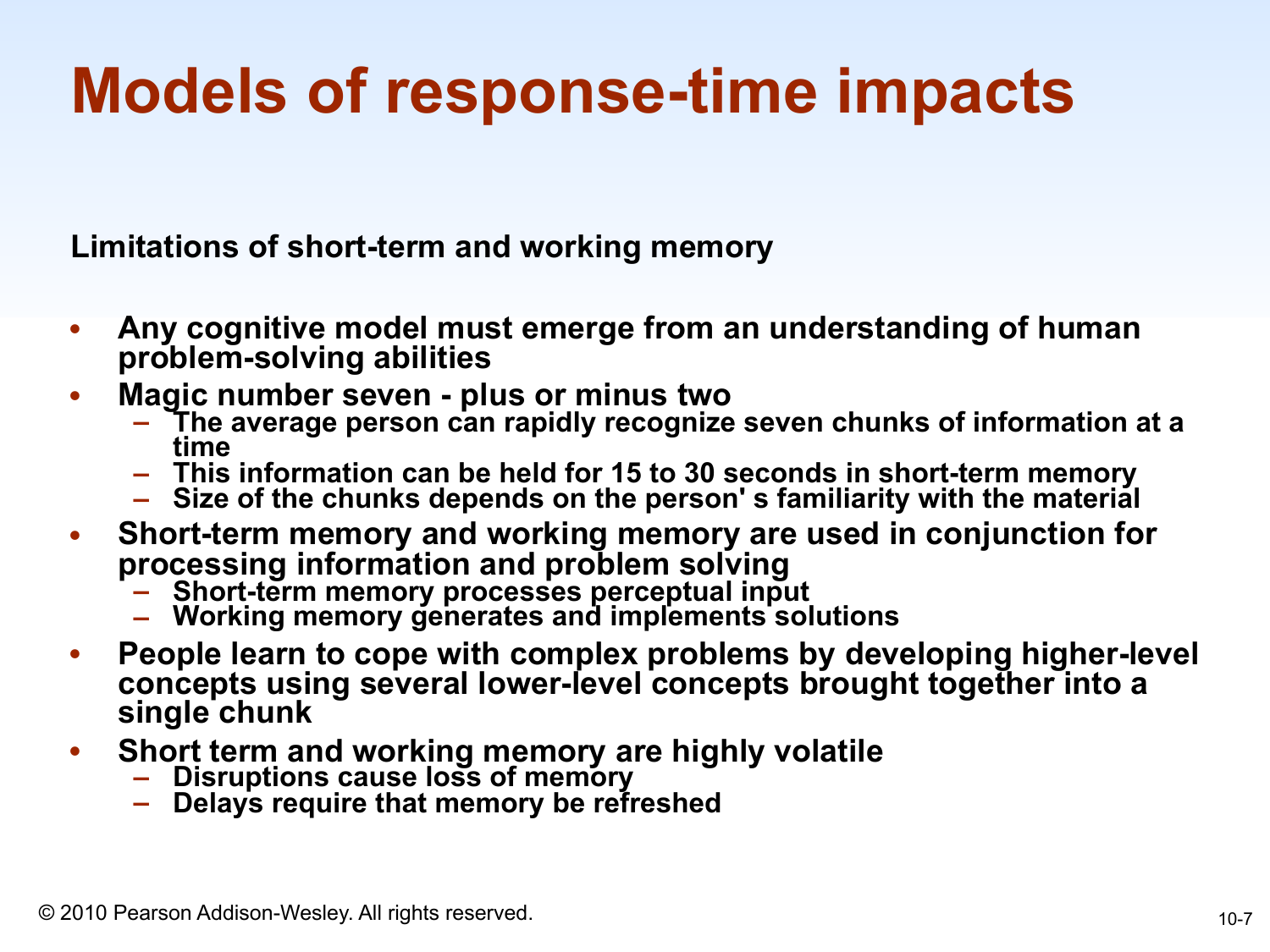# Models of response-time impacts

**Limitations of short-term and working memory**

- **Any cognitive model must emerge from an understanding of human problem-solving abilities**
- **Magic number seven - plus or minus two**
  - **The average person can rapidly recognize seven chunks of information at a time**
  - **This information can be held for 15 to 30 seconds in short-term memory**
  - **Size of the chunks depends on the person' s familiarity with the material**
- **Short-term memory and working memory are used in conjunction for processing information and problem solving**
  - **Short-term memory processes perceptual input**
  - **Working memory generates and implements solutions**
- **People learn to cope with complex problems by developing higher-level concepts using several lower-level concepts brought together into a single chunk**
- **Short term and working memory are highly volatile**
  - **Disruptions cause loss of memory**
  - **Delays require that memory be refreshed**

© 2010 Pearson Addison-Wesley. All rights reserved.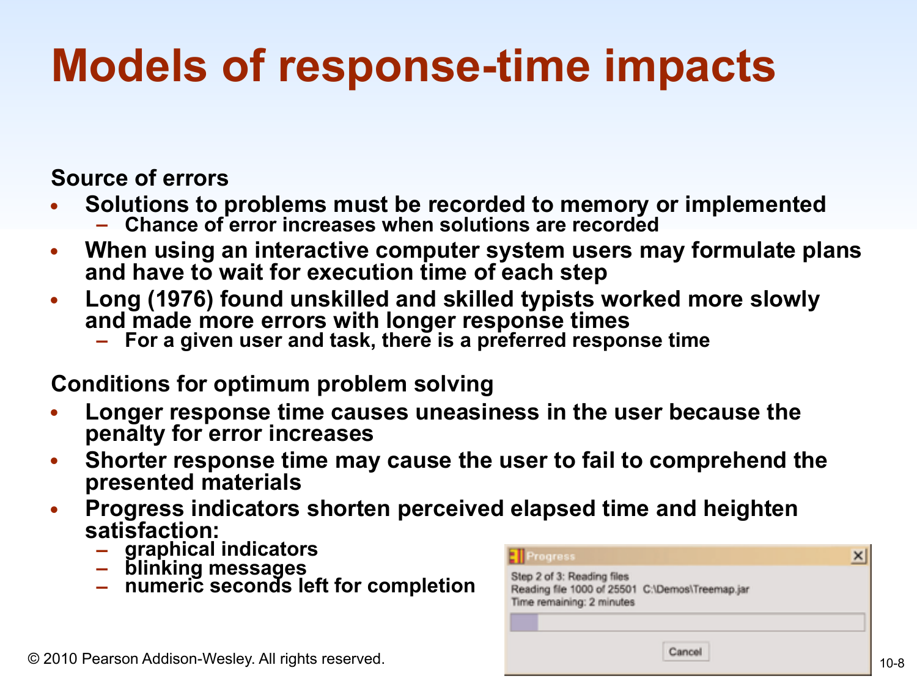# Models of response-time impacts

**Source of errors**

- Solutions to problems must be recorded to memory or implemented
  - Chance of error increases when solutions are recorded
- When using an interactive computer system users may formulate plans and have to wait for execution time of each step
- Long (1976) found unskilled and skilled typists worked more slowly and made more errors with longer response times
  - For a given user and task, there is a preferred response time

**Conditions for optimum problem solving**

- Longer response time causes uneasiness in the user because the penalty for error increases
- Shorter response time may cause the user to fail to comprehend the presented materials
- Progress indicators shorten perceived elapsed time and heighten satisfaction:
  - graphical indicators
  - blinking messages
  - numeric seconds left for completion

© 2010 Pearson Addison-Wesley. All rights reserved.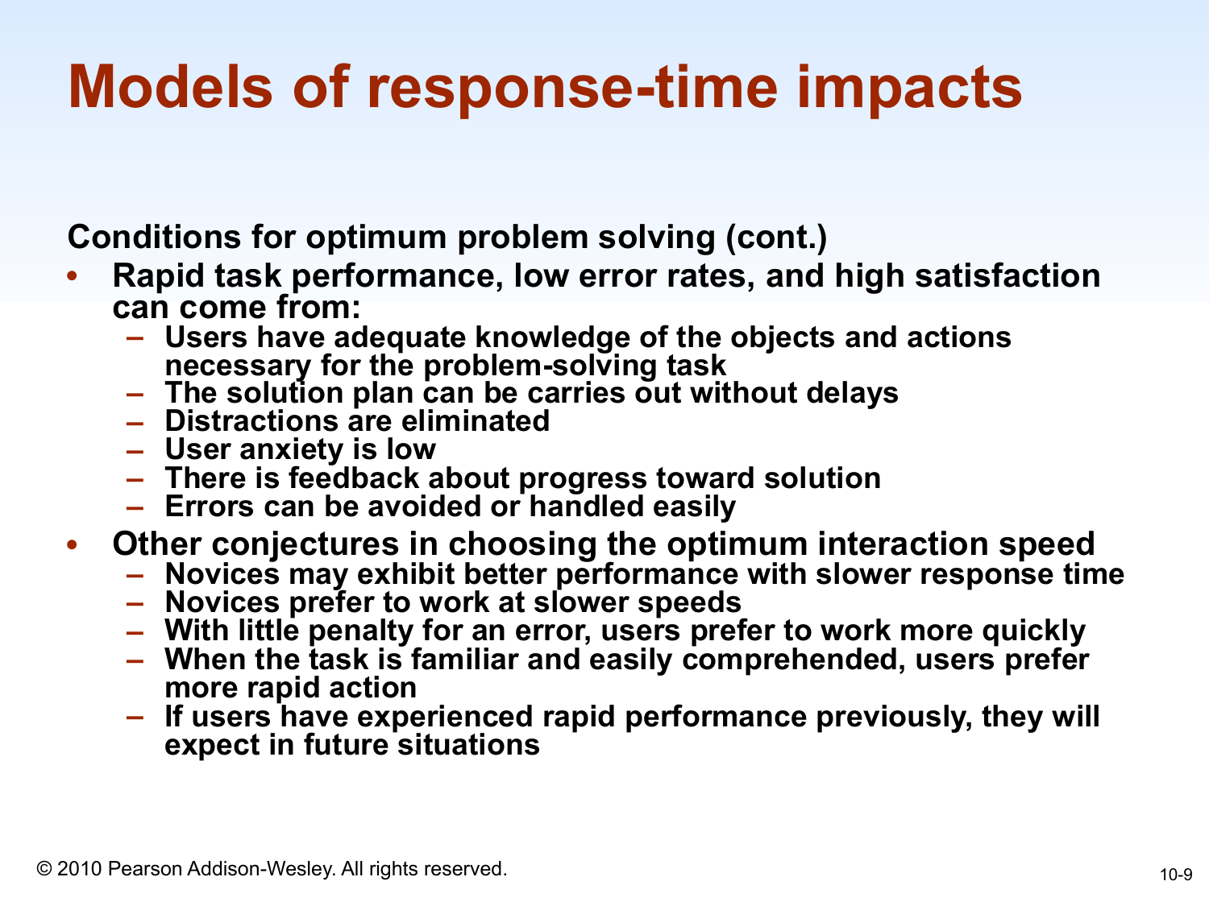# Models of response-time impacts

**Conditions for optimum problem solving (cont.)**

- **Rapid task performance, low error rates, and high satisfaction can come from:**
  - **Users have adequate knowledge of the objects and actions necessary for the problem-solving task**
  - **The solution plan can be carries out without delays**
  - **Distractions are eliminated**
  - **User anxiety is low**
  - **There is feedback about progress toward solution**
  - **Errors can be avoided or handled easily**
- **Other conjectures in choosing the optimum interaction speed**
  - **Novices may exhibit better performance with slower response time**
  - **Novices prefer to work at slower speeds**
  - **With little penalty for an error, users prefer to work more quickly**
  - **When the task is familiar and easily comprehended, users prefer more rapid action**
  - **If users have experienced rapid performance previously, they will expect in future situations**

© 2010 Pearson Addison-Wesley. All rights reserved.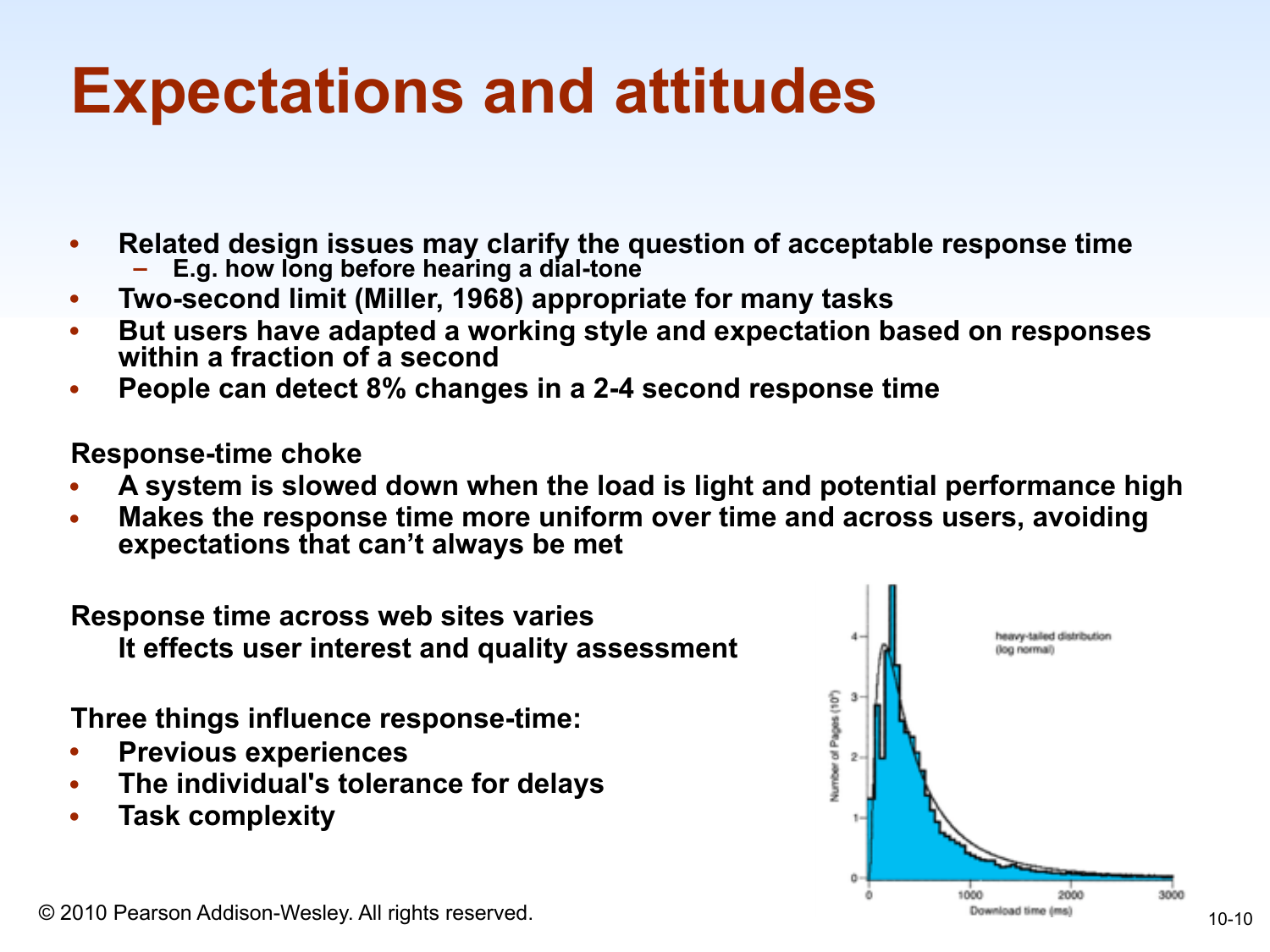# Expectations and attitudes

- Related design issues may clarify the question of acceptable response time
  - E.g. how long before hearing a dial-tone
- Two-second limit (Miller, 1968) appropriate for many tasks
- But users have adapted a working style and expectation based on responses within a fraction of a second
- People can detect 8% changes in a 2-4 second response time

**Response-time choke**

- A system is slowed down when the load is light and potential performance high
- Makes the response time more uniform over time and across users, avoiding expectations that can't always be met

**Response time across web sites varies**

It effects user interest and quality assessment

**Three things influence response-time:**

- Previous experiences
- The individual's tolerance for delays
- Task complexity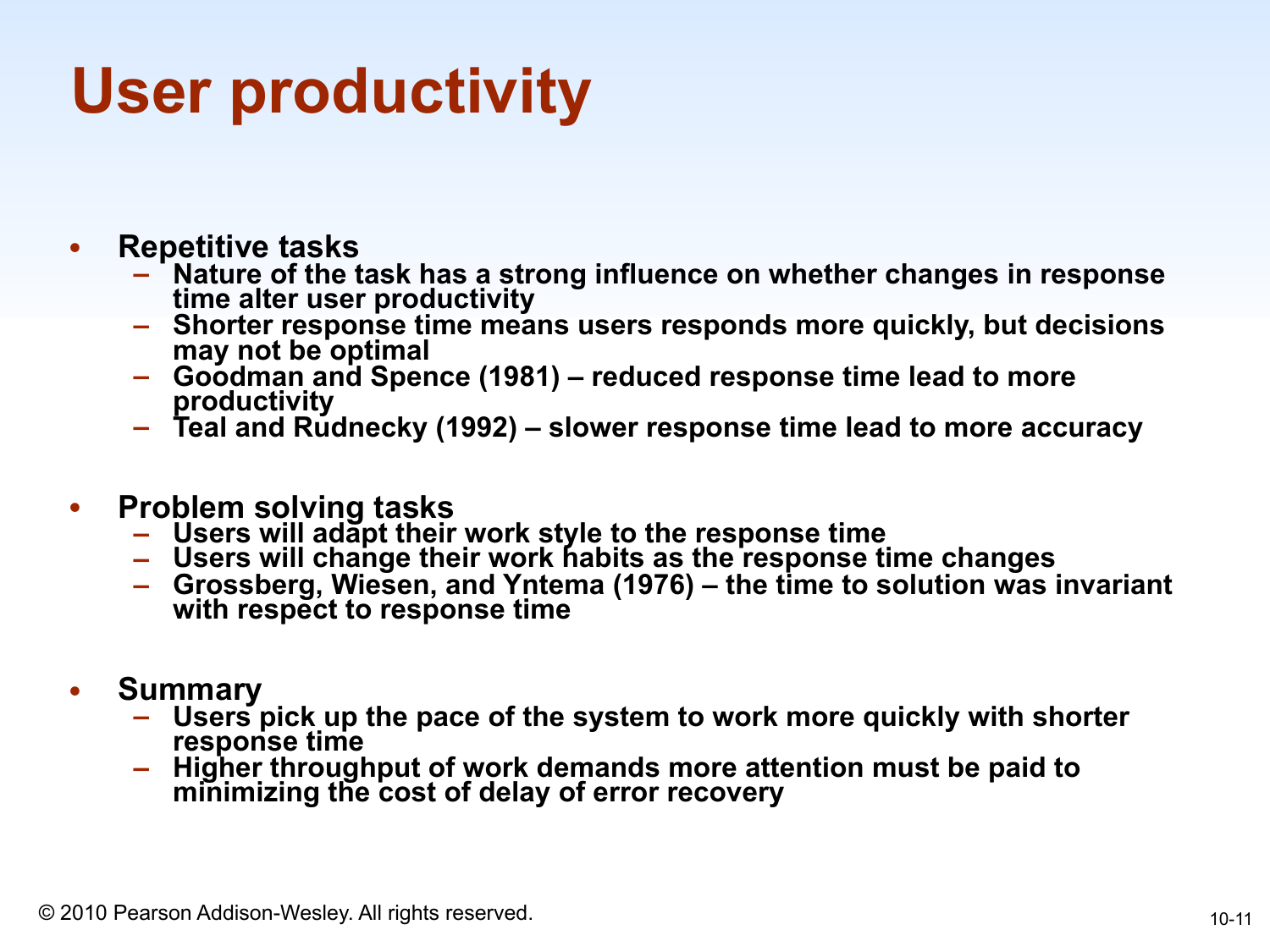# User productivity

- **Repetitive tasks**
  - Nature of the task has a strong influence on whether changes in response time alter user productivity
  - Shorter response time means users responds more quickly, but decisions may not be optimal
  - Goodman and Spence (1981) – reduced response time lead to more productivity
  - Teal and Rudnecky (1992) – slower response time lead to more accuracy

- **Problem solving tasks**
  - Users will adapt their work style to the response time
  - Users will change their work habits as the response time changes
  - Grossberg, Wiesen, and Yntema (1976) – the time to solution was invariant with respect to response time

- **Summary**
  - Users pick up the pace of the system to work more quickly with shorter response time
  - Higher throughput of work demands more attention must be paid to minimizing the cost of delay of error recovery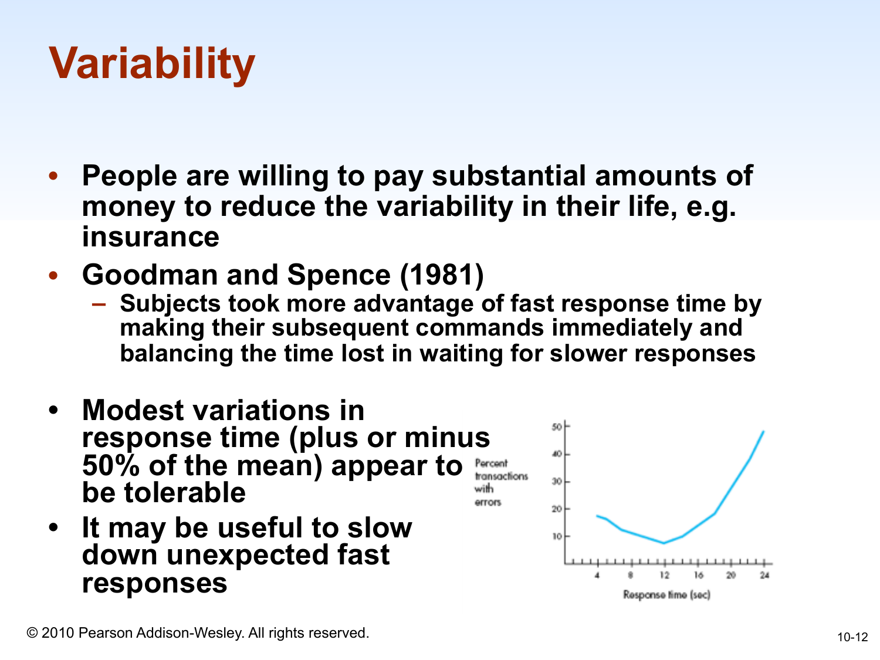# Variability

- People are willing to pay substantial amounts of money to reduce the variability in their life, e.g. insurance
- Goodman and Spence (1981)
  - Subjects took more advantage of fast response time by making their subsequent commands immediately and balancing the time lost in waiting for slower responses
- Modest variations in response time (plus or minus 50% of the mean) appear to be tolerable
- It may be useful to slow down unexpected fast responses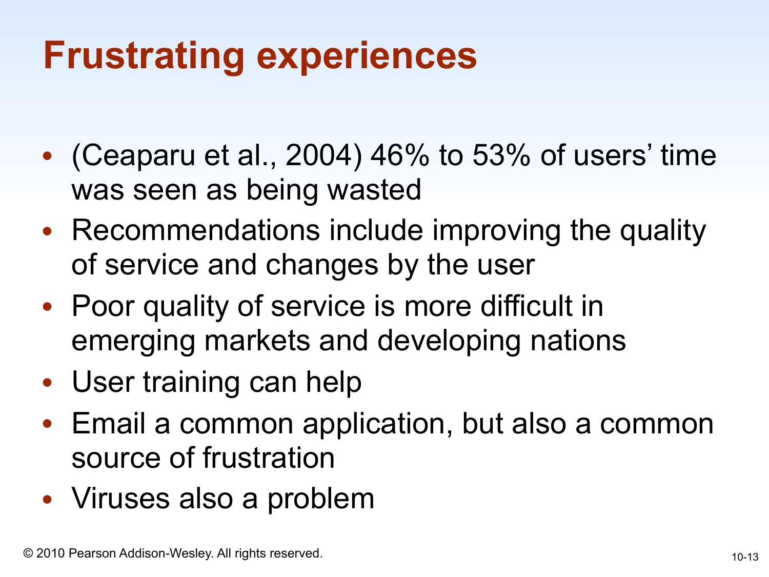# Frustrating experiences

- (Ceaparu et al., 2004) 46% to 53% of users' time was seen as being wasted
- Recommendations include improving the quality of service and changes by the user
- Poor quality of service is more difficult in emerging markets and developing nations
- User training can help
- Email a common application, but also a common source of frustration
- Viruses also a problem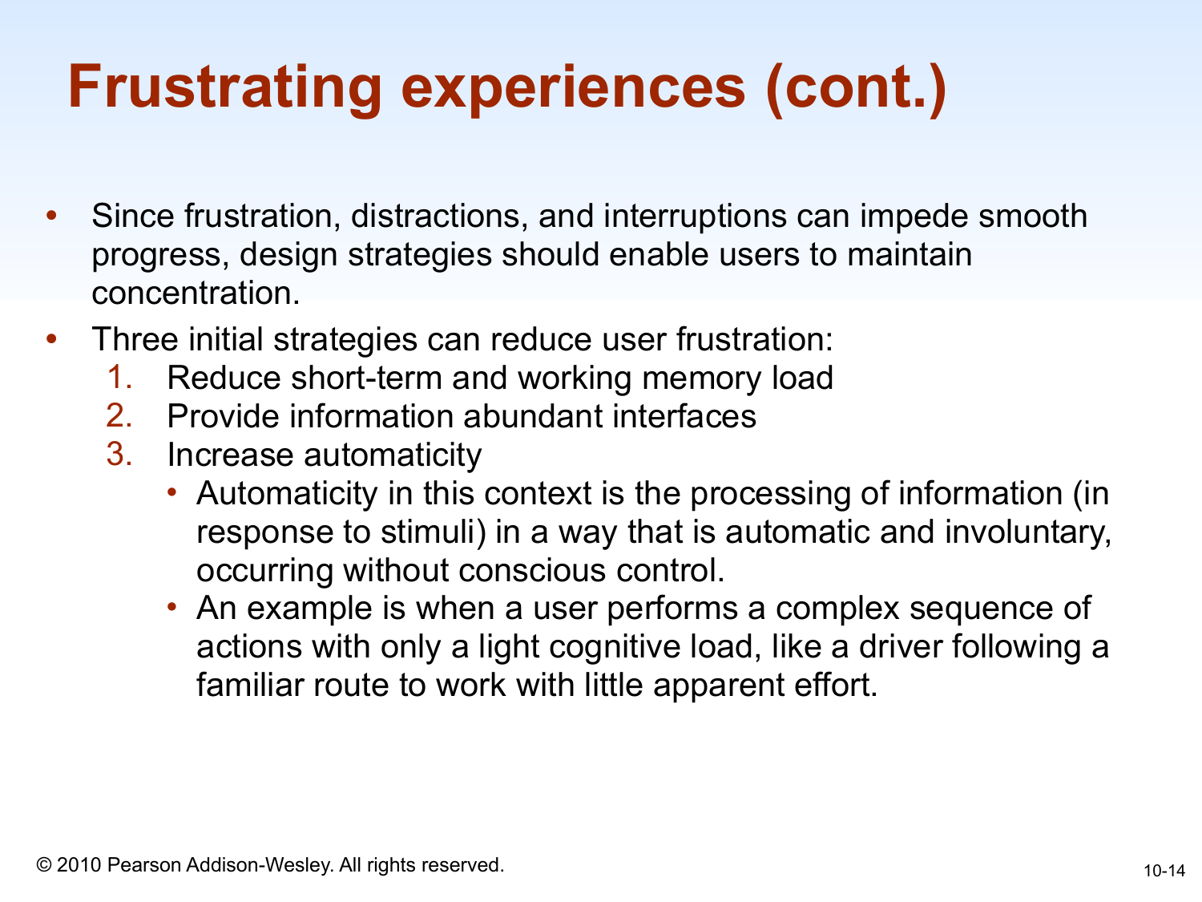# Frustrating experiences (cont.)

- Since frustration, distractions, and interruptions can impede smooth progress, design strategies should enable users to maintain concentration.
- Three initial strategies can reduce user frustration:
  1. Reduce short-term and working memory load
  2. Provide information abundant interfaces
  3. Increase automaticity
     - Automaticity in this context is the processing of information (in response to stimuli) in a way that is automatic and involuntary, occurring without conscious control.
     - An example is when a user performs a complex sequence of actions with only a light cognitive load, like a driver following a familiar route to work with little apparent effort.